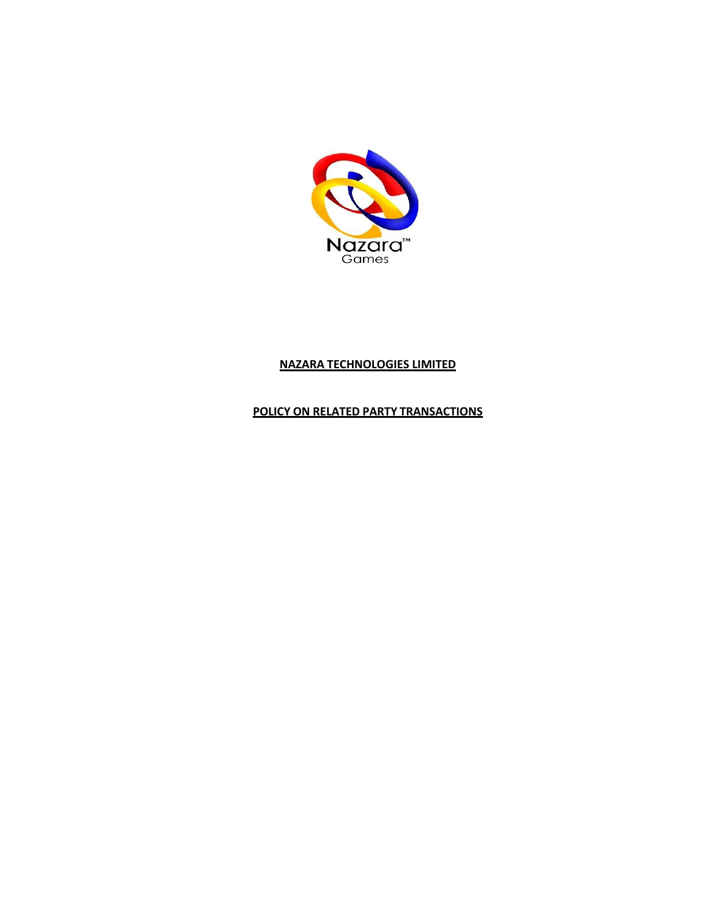Nazara™
Games

# NAZARA TECHNOLOGIES LIMITED

## POLICY ON RELATED PARTY TRANSACTIONS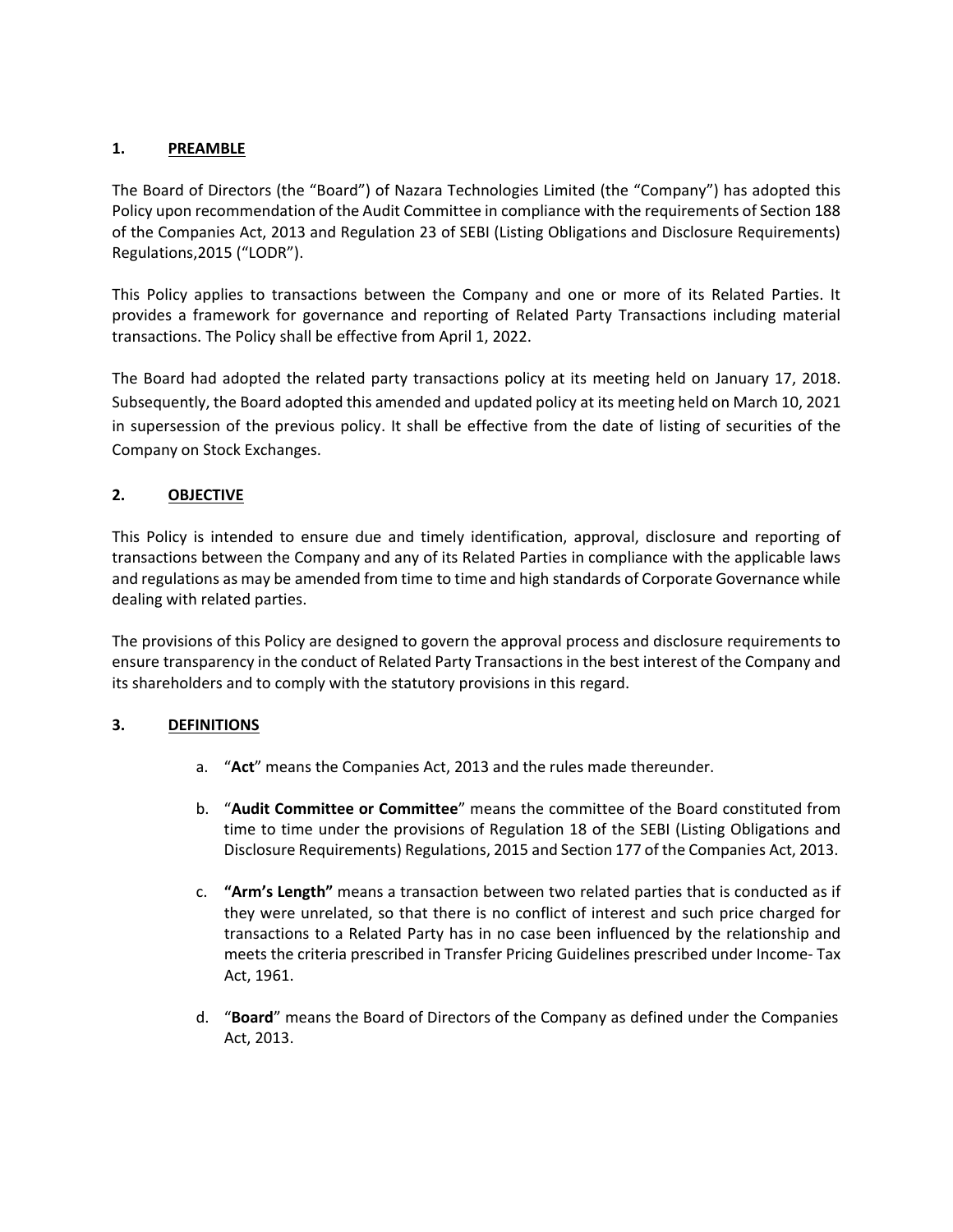## 1. PREAMBLE

The Board of Directors (the "Board") of Nazara Technologies Limited (the "Company") has adopted this Policy upon recommendation of the Audit Committee in compliance with the requirements of Section 188 of the Companies Act, 2013 and Regulation 23 of SEBI (Listing Obligations and Disclosure Requirements) Regulations,2015 ("LODR").

This Policy applies to transactions between the Company and one or more of its Related Parties. It provides a framework for governance and reporting of Related Party Transactions including material transactions. The Policy shall be effective from April 1, 2022.

The Board had adopted the related party transactions policy at its meeting held on January 17, 2018. Subsequently, the Board adopted this amended and updated policy at its meeting held on March 10, 2021 in supersession of the previous policy. It shall be effective from the date of listing of securities of the Company on Stock Exchanges.

## 2. OBJECTIVE

This Policy is intended to ensure due and timely identification, approval, disclosure and reporting of transactions between the Company and any of its Related Parties in compliance with the applicable laws and regulations as may be amended from time to time and high standards of Corporate Governance while dealing with related parties.

The provisions of this Policy are designed to govern the approval process and disclosure requirements to ensure transparency in the conduct of Related Party Transactions in the best interest of the Company and its shareholders and to comply with the statutory provisions in this regard.

## 3. DEFINITIONS

a. "**Act**" means the Companies Act, 2013 and the rules made thereunder.

b. "**Audit Committee or Committee**" means the committee of the Board constituted from time to time under the provisions of Regulation 18 of the SEBI (Listing Obligations and Disclosure Requirements) Regulations, 2015 and Section 177 of the Companies Act, 2013.

c. **"Arm's Length"** means a transaction between two related parties that is conducted as if they were unrelated, so that there is no conflict of interest and such price charged for transactions to a Related Party has in no case been influenced by the relationship and meets the criteria prescribed in Transfer Pricing Guidelines prescribed under Income- Tax Act, 1961.

d. "**Board**" means the Board of Directors of the Company as defined under the Companies Act, 2013.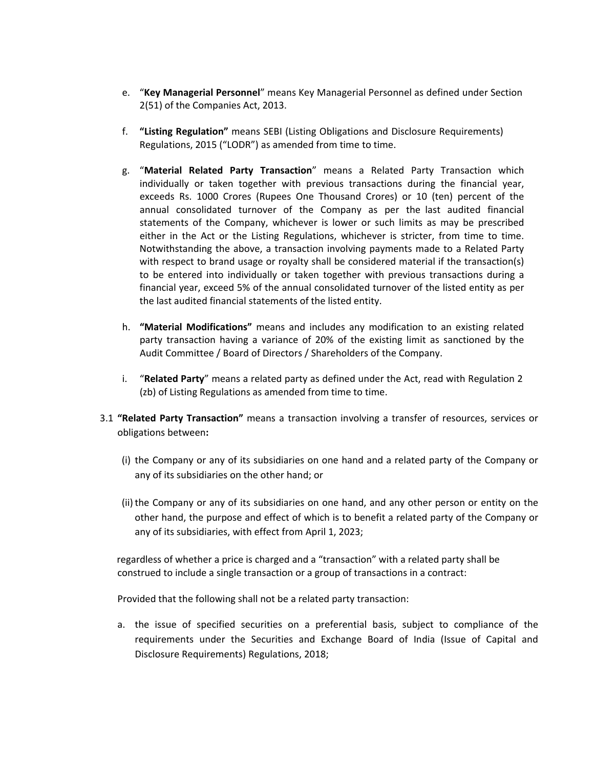e. “**Key Managerial Personnel**” means Key Managerial Personnel as defined under Section 2(51) of the Companies Act, 2013.

f. **“Listing Regulation”** means SEBI (Listing Obligations and Disclosure Requirements) Regulations, 2015 (“LODR”) as amended from time to time.

g. “**Material Related Party Transaction**” means a Related Party Transaction which individually or taken together with previous transactions during the financial year, exceeds Rs. 1000 Crores (Rupees One Thousand Crores) or 10 (ten) percent of the annual consolidated turnover of the Company as per the last audited financial statements of the Company, whichever is lower or such limits as may be prescribed either in the Act or the Listing Regulations, whichever is stricter, from time to time. Notwithstanding the above, a transaction involving payments made to a Related Party with respect to brand usage or royalty shall be considered material if the transaction(s) to be entered into individually or taken together with previous transactions during a financial year, exceed 5% of the annual consolidated turnover of the listed entity as per the last audited financial statements of the listed entity.

h. **“Material Modifications”** means and includes any modification to an existing related party transaction having a variance of 20% of the existing limit as sanctioned by the Audit Committee / Board of Directors / Shareholders of the Company.

i. “**Related Party**” means a related party as defined under the Act, read with Regulation 2 (zb) of Listing Regulations as amended from time to time.

3.1 **“Related Party Transaction”** means a transaction involving a transfer of resources, services or obligations between**:**

(i) the Company or any of its subsidiaries on one hand and a related party of the Company or any of its subsidiaries on the other hand; or

(ii) the Company or any of its subsidiaries on one hand, and any other person or entity on the other hand, the purpose and effect of which is to benefit a related party of the Company or any of its subsidiaries, with effect from April 1, 2023;

regardless of whether a price is charged and a “transaction” with a related party shall be construed to include a single transaction or a group of transactions in a contract:

Provided that the following shall not be a related party transaction:

a. the issue of specified securities on a preferential basis, subject to compliance of the requirements under the Securities and Exchange Board of India (Issue of Capital and Disclosure Requirements) Regulations, 2018;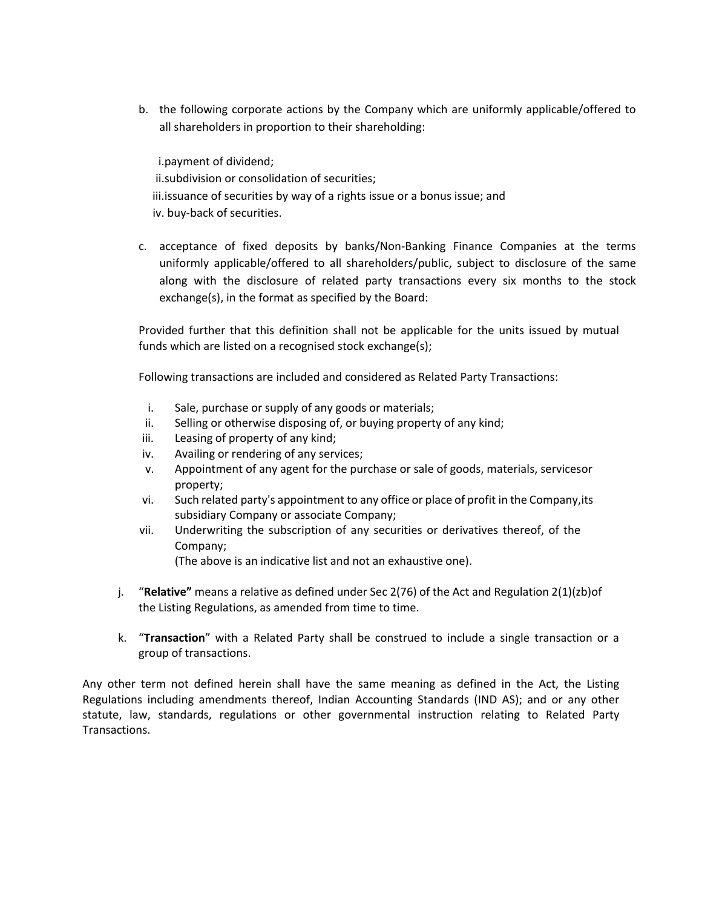b. the following corporate actions by the Company which are uniformly applicable/offered to all shareholders in proportion to their shareholding:

   i. payment of dividend;
   ii. subdivision or consolidation of securities;
   iii. issuance of securities by way of a rights issue or a bonus issue; and
   iv. buy-back of securities.

c. acceptance of fixed deposits by banks/Non-Banking Finance Companies at the terms uniformly applicable/offered to all shareholders/public, subject to disclosure of the same along with the disclosure of related party transactions every six months to the stock exchange(s), in the format as specified by the Board:

Provided further that this definition shall not be applicable for the units issued by mutual funds which are listed on a recognised stock exchange(s);

Following transactions are included and considered as Related Party Transactions:

i. Sale, purchase or supply of any goods or materials;
ii. Selling or otherwise disposing of, or buying property of any kind;
iii. Leasing of property of any kind;
iv. Availing or rendering of any services;
v. Appointment of any agent for the purchase or sale of goods, materials, servicesor property;
vi. Such related party's appointment to any office or place of profit in the Company,its subsidiary Company or associate Company;
vii. Underwriting the subscription of any securities or derivatives thereof, of the Company;
   (The above is an indicative list and not an exhaustive one).

j. "**Relative"** means a relative as defined under Sec 2(76) of the Act and Regulation 2(1)(zb)of the Listing Regulations, as amended from time to time.

k. "**Transaction**" with a Related Party shall be construed to include a single transaction or a group of transactions.

Any other term not defined herein shall have the same meaning as defined in the Act, the Listing Regulations including amendments thereof, Indian Accounting Standards (IND AS); and or any other statute, law, standards, regulations or other governmental instruction relating to Related Party Transactions.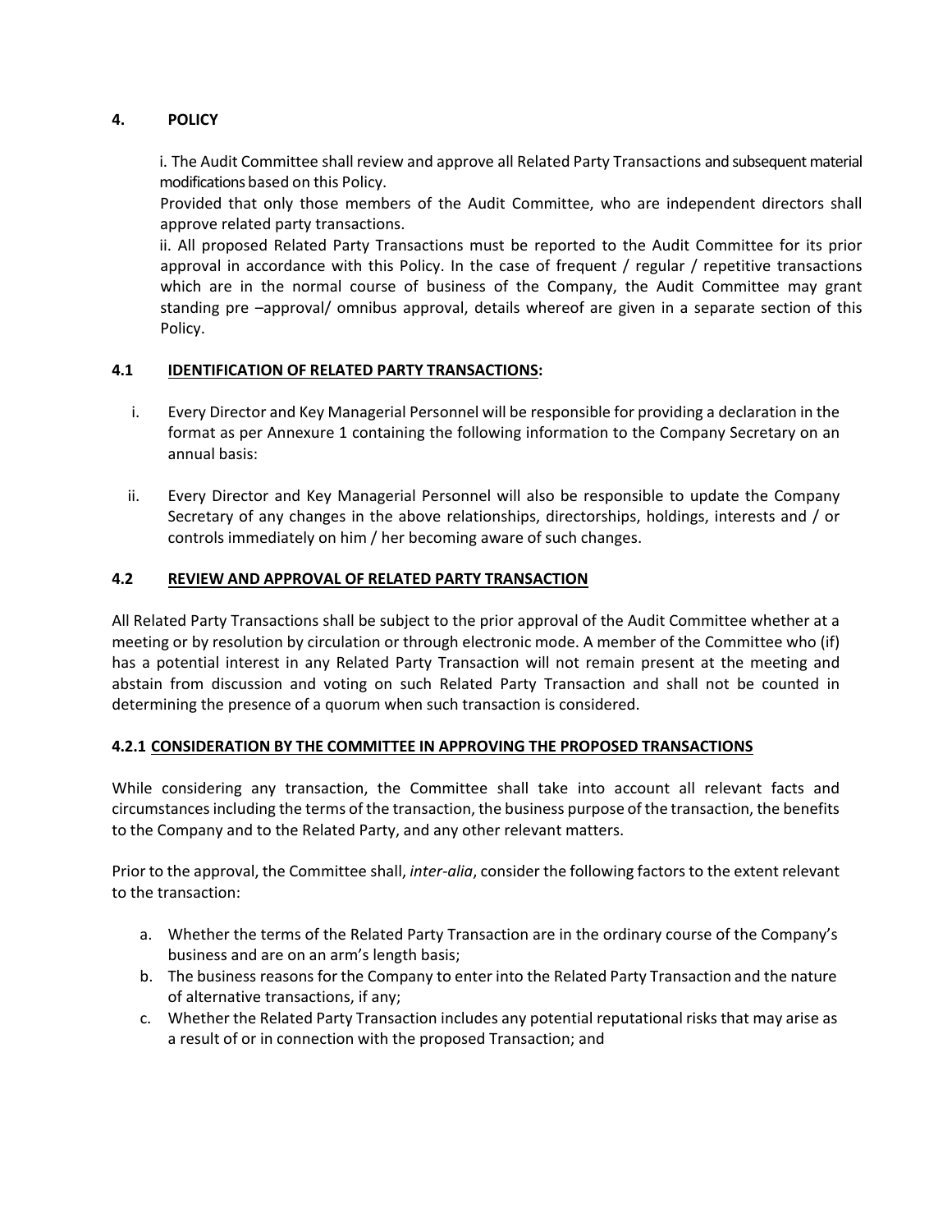## 4. POLICY

i. The Audit Committee shall review and approve all Related Party Transactions and subsequent material modifications based on this Policy.

Provided that only those members of the Audit Committee, who are independent directors shall approve related party transactions.

ii. All proposed Related Party Transactions must be reported to the Audit Committee for its prior approval in accordance with this Policy. In the case of frequent / regular / repetitive transactions which are in the normal course of business of the Company, the Audit Committee may grant standing pre –approval/ omnibus approval, details whereof are given in a separate section of this Policy.

### 4.1 IDENTIFICATION OF RELATED PARTY TRANSACTIONS:

i. Every Director and Key Managerial Personnel will be responsible for providing a declaration in the format as per Annexure 1 containing the following information to the Company Secretary on an annual basis:

ii. Every Director and Key Managerial Personnel will also be responsible to update the Company Secretary of any changes in the above relationships, directorships, holdings, interests and / or controls immediately on him / her becoming aware of such changes.

### 4.2 REVIEW AND APPROVAL OF RELATED PARTY TRANSACTION

All Related Party Transactions shall be subject to the prior approval of the Audit Committee whether at a meeting or by resolution by circulation or through electronic mode. A member of the Committee who (if) has a potential interest in any Related Party Transaction will not remain present at the meeting and abstain from discussion and voting on such Related Party Transaction and shall not be counted in determining the presence of a quorum when such transaction is considered.

#### 4.2.1 CONSIDERATION BY THE COMMITTEE IN APPROVING THE PROPOSED TRANSACTIONS

While considering any transaction, the Committee shall take into account all relevant facts and circumstances including the terms of the transaction, the business purpose of the transaction, the benefits to the Company and to the Related Party, and any other relevant matters.

Prior to the approval, the Committee shall, *inter-alia*, consider the following factors to the extent relevant to the transaction:

a. Whether the terms of the Related Party Transaction are in the ordinary course of the Company's business and are on an arm's length basis;
b. The business reasons for the Company to enter into the Related Party Transaction and the nature of alternative transactions, if any;
c. Whether the Related Party Transaction includes any potential reputational risks that may arise as a result of or in connection with the proposed Transaction; and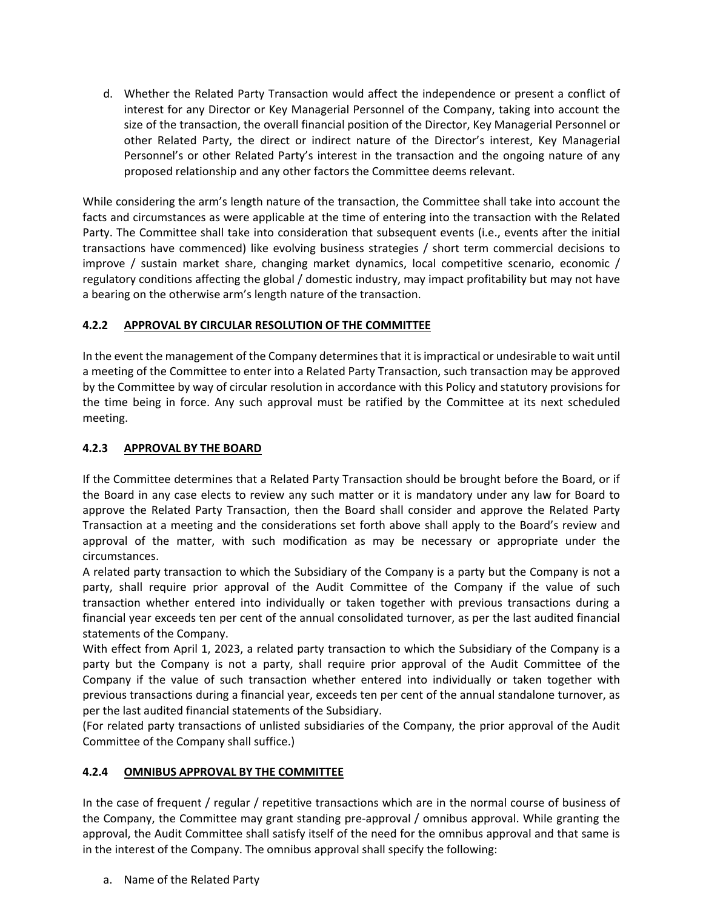d. Whether the Related Party Transaction would affect the independence or present a conflict of interest for any Director or Key Managerial Personnel of the Company, taking into account the size of the transaction, the overall financial position of the Director, Key Managerial Personnel or other Related Party, the direct or indirect nature of the Director's interest, Key Managerial Personnel's or other Related Party's interest in the transaction and the ongoing nature of any proposed relationship and any other factors the Committee deems relevant.

While considering the arm's length nature of the transaction, the Committee shall take into account the facts and circumstances as were applicable at the time of entering into the transaction with the Related Party. The Committee shall take into consideration that subsequent events (i.e., events after the initial transactions have commenced) like evolving business strategies / short term commercial decisions to improve / sustain market share, changing market dynamics, local competitive scenario, economic / regulatory conditions affecting the global / domestic industry, may impact profitability but may not have a bearing on the otherwise arm's length nature of the transaction.

#### 4.2.2 APPROVAL BY CIRCULAR RESOLUTION OF THE COMMITTEE

In the event the management of the Company determines that it is impractical or undesirable to wait until a meeting of the Committee to enter into a Related Party Transaction, such transaction may be approved by the Committee by way of circular resolution in accordance with this Policy and statutory provisions for the time being in force. Any such approval must be ratified by the Committee at its next scheduled meeting.

#### 4.2.3 APPROVAL BY THE BOARD

If the Committee determines that a Related Party Transaction should be brought before the Board, or if the Board in any case elects to review any such matter or it is mandatory under any law for Board to approve the Related Party Transaction, then the Board shall consider and approve the Related Party Transaction at a meeting and the considerations set forth above shall apply to the Board's review and approval of the matter, with such modification as may be necessary or appropriate under the circumstances.

A related party transaction to which the Subsidiary of the Company is a party but the Company is not a party, shall require prior approval of the Audit Committee of the Company if the value of such transaction whether entered into individually or taken together with previous transactions during a financial year exceeds ten per cent of the annual consolidated turnover, as per the last audited financial statements of the Company.

With effect from April 1, 2023, a related party transaction to which the Subsidiary of the Company is a party but the Company is not a party, shall require prior approval of the Audit Committee of the Company if the value of such transaction whether entered into individually or taken together with previous transactions during a financial year, exceeds ten per cent of the annual standalone turnover, as per the last audited financial statements of the Subsidiary.

(For related party transactions of unlisted subsidiaries of the Company, the prior approval of the Audit Committee of the Company shall suffice.)

#### 4.2.4 OMNIBUS APPROVAL BY THE COMMITTEE

In the case of frequent / regular / repetitive transactions which are in the normal course of business of the Company, the Committee may grant standing pre-approval / omnibus approval. While granting the approval, the Audit Committee shall satisfy itself of the need for the omnibus approval and that same is in the interest of the Company. The omnibus approval shall specify the following:

a. Name of the Related Party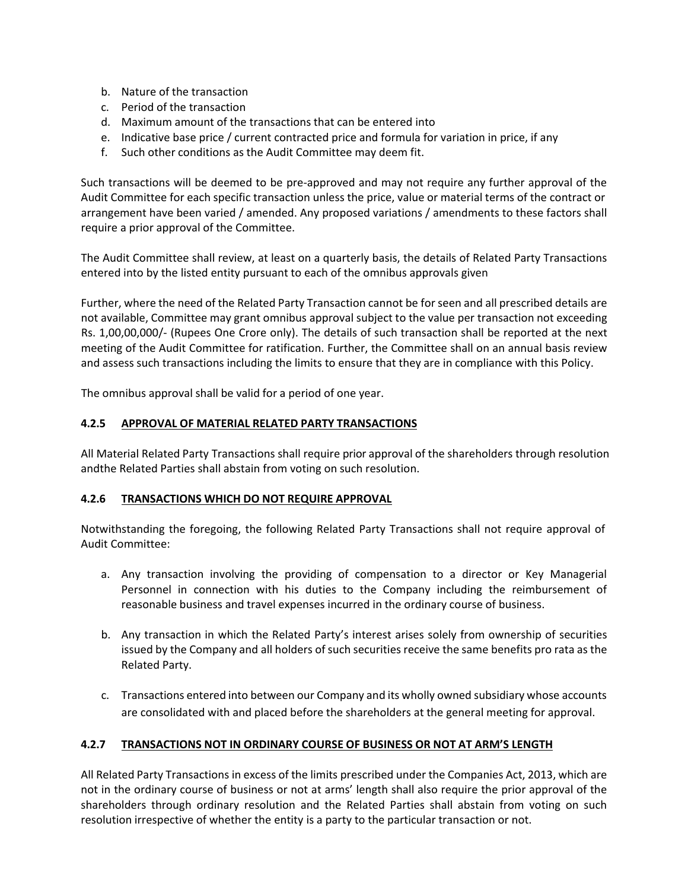b. Nature of the transaction
c. Period of the transaction
d. Maximum amount of the transactions that can be entered into
e. Indicative base price / current contracted price and formula for variation in price, if any
f. Such other conditions as the Audit Committee may deem fit.

Such transactions will be deemed to be pre-approved and may not require any further approval of the Audit Committee for each specific transaction unless the price, value or material terms of the contract or arrangement have been varied / amended. Any proposed variations / amendments to these factors shall require a prior approval of the Committee.

The Audit Committee shall review, at least on a quarterly basis, the details of Related Party Transactions entered into by the listed entity pursuant to each of the omnibus approvals given

Further, where the need of the Related Party Transaction cannot be for seen and all prescribed details are not available, Committee may grant omnibus approval subject to the value per transaction not exceeding Rs. 1,00,00,000/- (Rupees One Crore only). The details of such transaction shall be reported at the next meeting of the Audit Committee for ratification. Further, the Committee shall on an annual basis review and assess such transactions including the limits to ensure that they are in compliance with this Policy.

The omnibus approval shall be valid for a period of one year.

### 4.2.5 APPROVAL OF MATERIAL RELATED PARTY TRANSACTIONS

All Material Related Party Transactions shall require prior approval of the shareholders through resolution andthe Related Parties shall abstain from voting on such resolution.

### 4.2.6 TRANSACTIONS WHICH DO NOT REQUIRE APPROVAL

Notwithstanding the foregoing, the following Related Party Transactions shall not require approval of Audit Committee:

a. Any transaction involving the providing of compensation to a director or Key Managerial Personnel in connection with his duties to the Company including the reimbursement of reasonable business and travel expenses incurred in the ordinary course of business.

b. Any transaction in which the Related Party's interest arises solely from ownership of securities issued by the Company and all holders of such securities receive the same benefits pro rata as the Related Party.

c. Transactions entered into between our Company and its wholly owned subsidiary whose accounts are consolidated with and placed before the shareholders at the general meeting for approval.

### 4.2.7 TRANSACTIONS NOT IN ORDINARY COURSE OF BUSINESS OR NOT AT ARM'S LENGTH

All Related Party Transactions in excess of the limits prescribed under the Companies Act, 2013, which are not in the ordinary course of business or not at arms' length shall also require the prior approval of the shareholders through ordinary resolution and the Related Parties shall abstain from voting on such resolution irrespective of whether the entity is a party to the particular transaction or not.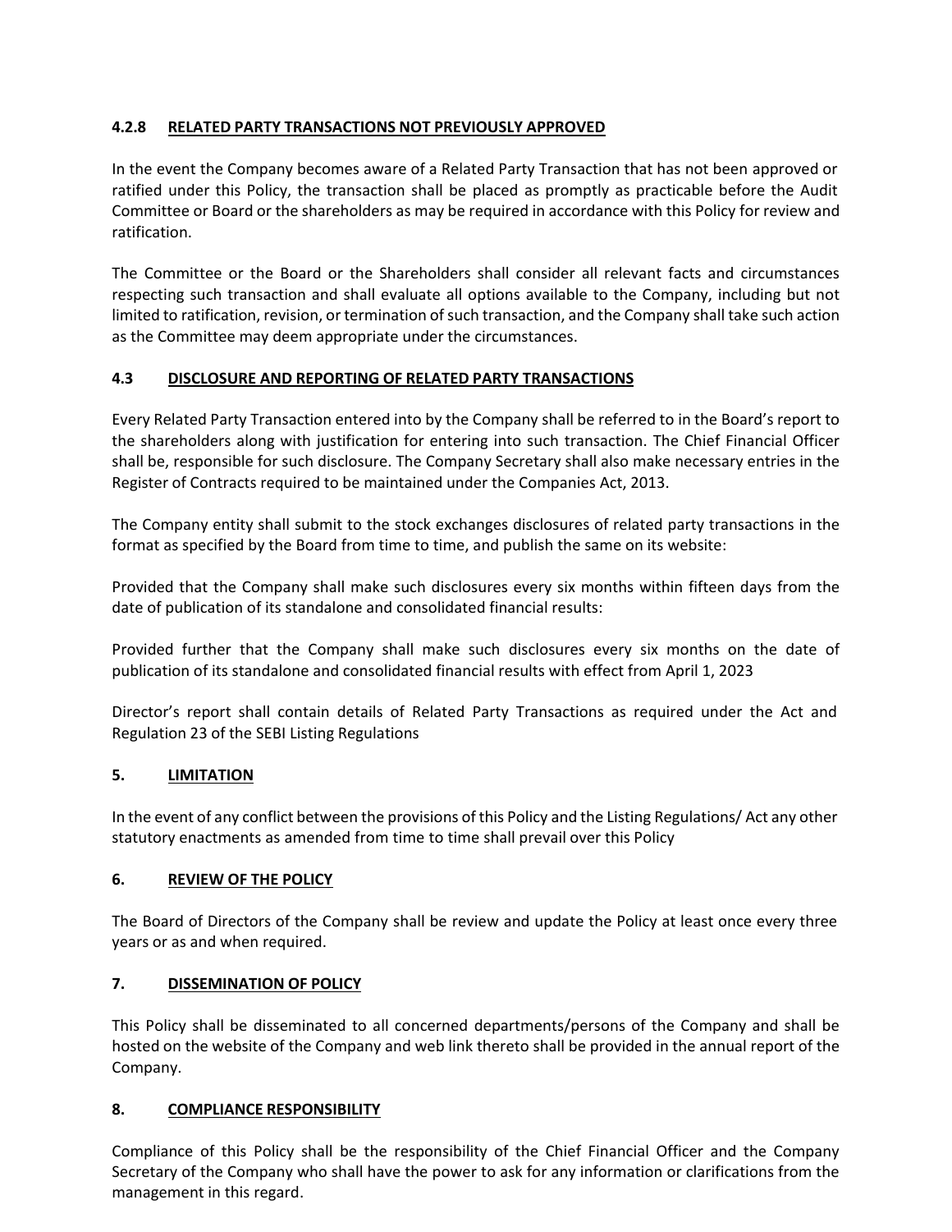#### 4.2.8 RELATED PARTY TRANSACTIONS NOT PREVIOUSLY APPROVED

In the event the Company becomes aware of a Related Party Transaction that has not been approved or ratified under this Policy, the transaction shall be placed as promptly as practicable before the Audit Committee or Board or the shareholders as may be required in accordance with this Policy for review and ratification.

The Committee or the Board or the Shareholders shall consider all relevant facts and circumstances respecting such transaction and shall evaluate all options available to the Company, including but not limited to ratification, revision, or termination of such transaction, and the Company shall take such action as the Committee may deem appropriate under the circumstances.

### 4.3 DISCLOSURE AND REPORTING OF RELATED PARTY TRANSACTIONS

Every Related Party Transaction entered into by the Company shall be referred to in the Board's report to the shareholders along with justification for entering into such transaction. The Chief Financial Officer shall be, responsible for such disclosure. The Company Secretary shall also make necessary entries in the Register of Contracts required to be maintained under the Companies Act, 2013.

The Company entity shall submit to the stock exchanges disclosures of related party transactions in the format as specified by the Board from time to time, and publish the same on its website:

Provided that the Company shall make such disclosures every six months within fifteen days from the date of publication of its standalone and consolidated financial results:

Provided further that the Company shall make such disclosures every six months on the date of publication of its standalone and consolidated financial results with effect from April 1, 2023

Director's report shall contain details of Related Party Transactions as required under the Act and Regulation 23 of the SEBI Listing Regulations

## 5. LIMITATION

In the event of any conflict between the provisions of this Policy and the Listing Regulations/ Act any other statutory enactments as amended from time to time shall prevail over this Policy

## 6. REVIEW OF THE POLICY

The Board of Directors of the Company shall be review and update the Policy at least once every three years or as and when required.

## 7. DISSEMINATION OF POLICY

This Policy shall be disseminated to all concerned departments/persons of the Company and shall be hosted on the website of the Company and web link thereto shall be provided in the annual report of the Company.

## 8. COMPLIANCE RESPONSIBILITY

Compliance of this Policy shall be the responsibility of the Chief Financial Officer and the Company Secretary of the Company who shall have the power to ask for any information or clarifications from the management in this regard.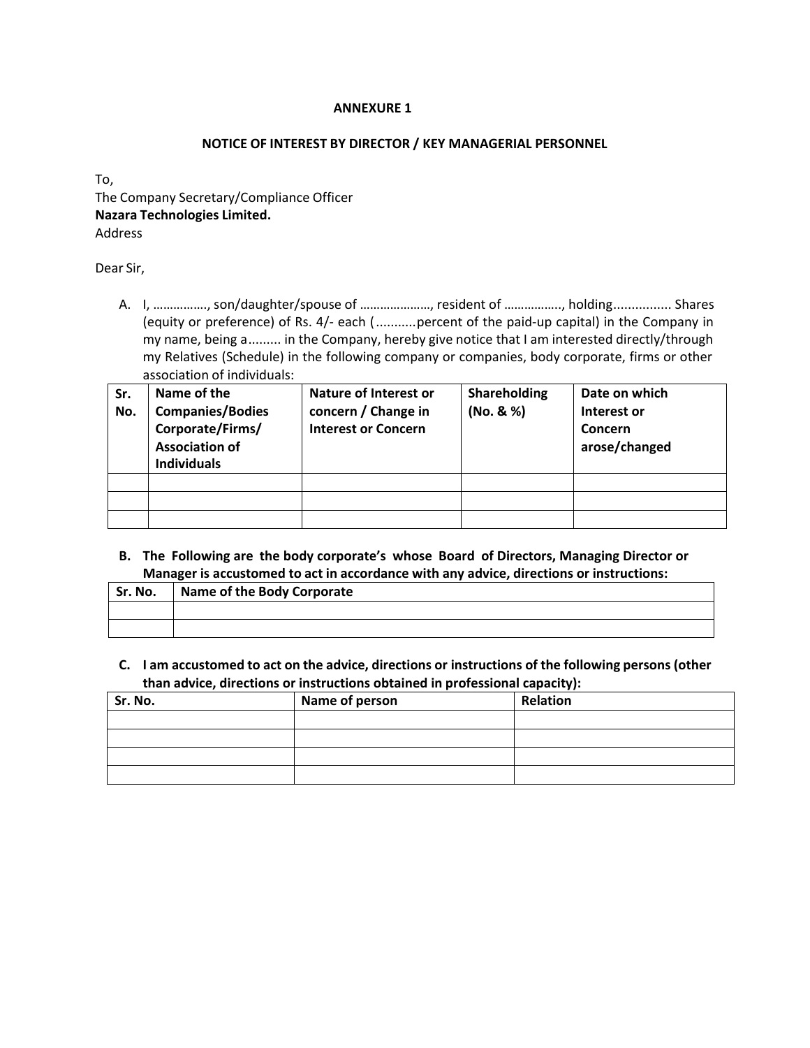## ANNEXURE 1

### NOTICE OF INTEREST BY DIRECTOR / KEY MANAGERIAL PERSONNEL

To,
The Company Secretary/Compliance Officer
**Nazara Technologies Limited.**
Address

Dear Sir,

A. I, ……………, son/daughter/spouse of …………………, resident of ……………., holding............... Shares (equity or preference) of Rs. 4/- each (...........percent of the paid-up capital) in the Company in my name, being a......... in the Company, hereby give notice that I am interested directly/through my Relatives (Schedule) in the following company or companies, body corporate, firms or other association of individuals:

| Sr. No. | Name of the Companies/Bodies Corporate/Firms/ Association of Individuals | Nature of Interest or concern / Change in Interest or Concern | Shareholding (No. & %) | Date on which Interest or Concern arose/changed |
|---|---|---|---|---|
| | | | | |
| | | | | |
| | | | | |

**B. The Following are the body corporate's whose Board of Directors, Managing Director or Manager is accustomed to act in accordance with any advice, directions or instructions:**

| Sr. No. | Name of the Body Corporate |
|---|---|
| | |
| | |

**C. I am accustomed to act on the advice, directions or instructions of the following persons (other than advice, directions or instructions obtained in professional capacity):**

| Sr. No. | Name of person | Relation |
|---|---|---|
| | | |
| | | |
| | | |
| | | |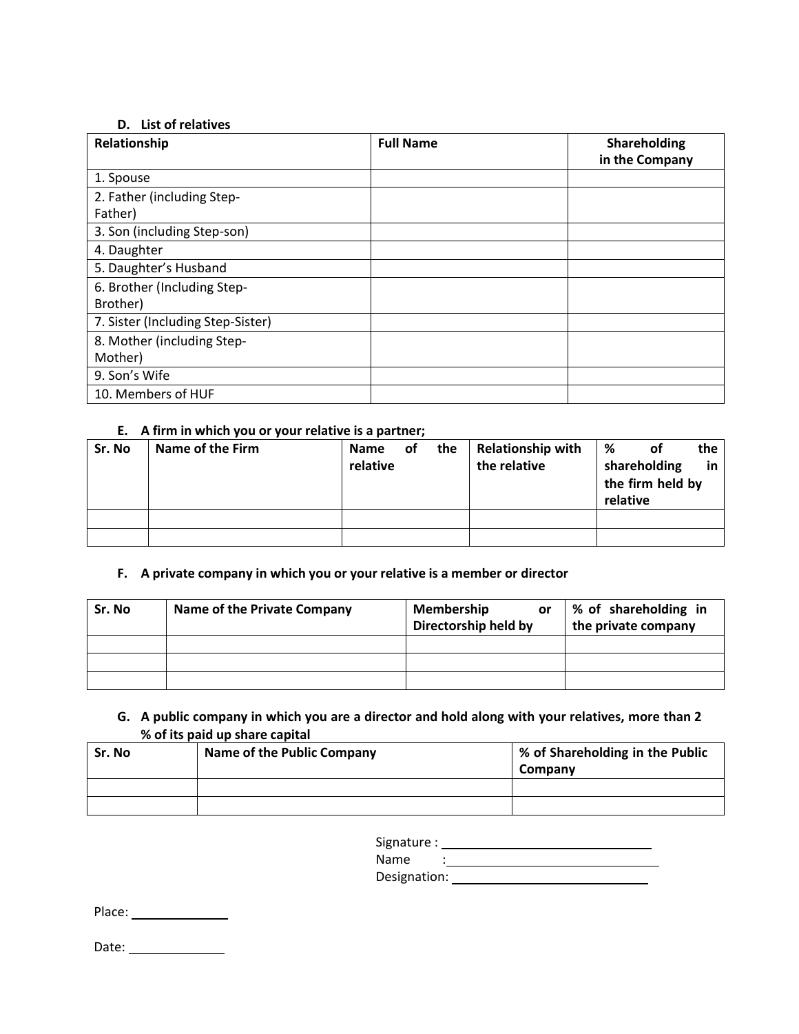**D. List of relatives**

| Relationship | Full Name | Shareholding in the Company |
|---|---|---|
| 1. Spouse | | |
| 2. Father (including Step-Father) | | |
| 3. Son (including Step-son) | | |
| 4. Daughter | | |
| 5. Daughter's Husband | | |
| 6. Brother (Including Step-Brother) | | |
| 7. Sister (Including Step-Sister) | | |
| 8. Mother (including Step-Mother) | | |
| 9. Son's Wife | | |
| 10. Members of HUF | | |

**E. A firm in which you or your relative is a partner;**

| Sr. No | Name of the Firm | Name of the relative | Relationship with the relative | % of the shareholding in the firm held by relative |
|---|---|---|---|---|
| | | | | |
| | | | | |

**F. A private company in which you or your relative is a member or director**

| Sr. No | Name of the Private Company | Membership or Directorship held by | % of shareholding in the private company |
|---|---|---|---|
| | | | |
| | | | |
| | | | |

**G. A public company in which you are a director and hold along with your relatives, more than 2 % of its paid up share capital**

| Sr. No | Name of the Public Company | % of Shareholding in the Public Company |
|---|---|---|
| | | |
| | | |

Signature : ______________________________

Name : ______________________________

Designation: ______________________________

Place: ______________

Date: ______________